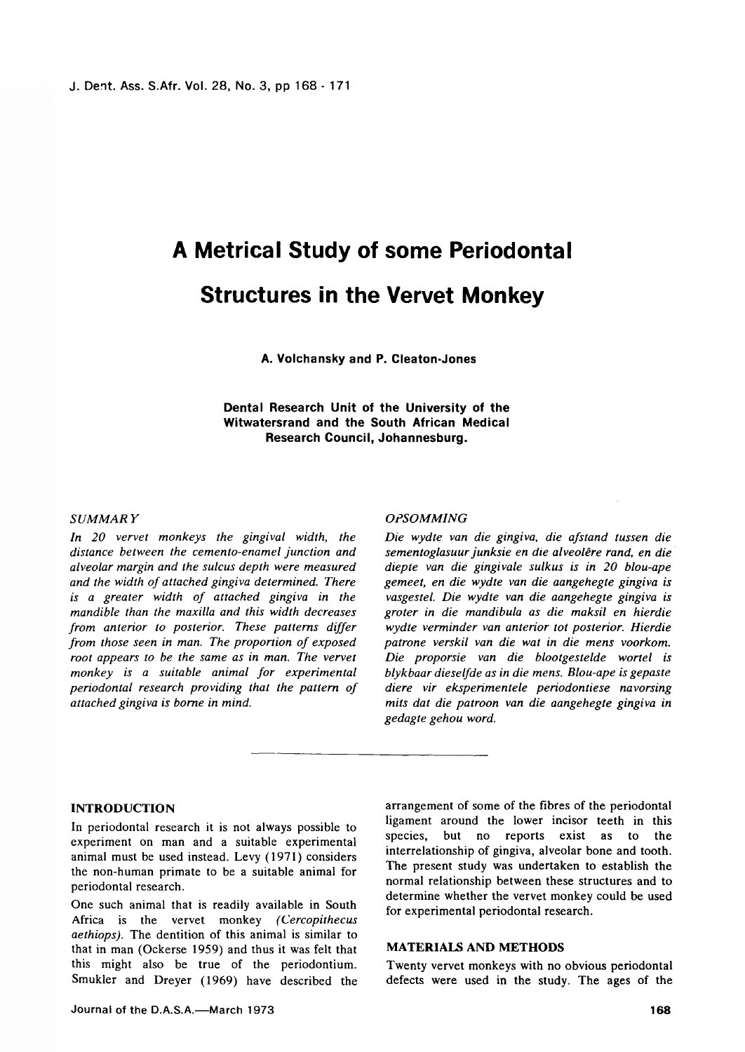# A Metrical Study of some Periodontal Structures in the Vervet Monkey

**A. Volchansky and P. Cleaton-Jones**

**Dental Research Unit of the University of the Witwatersrand and the South African Medical Research Council, Johannesburg.**

## *SUMMARY*

*In 20 vervet monkeys the gingival width, the distance between the cemento-enamel junction and alveolar margin and the sulcus depth were measured and the width of attached gingiva determined. There is a greater width of attached gingiva in the mandible than the maxilla and this width decreases from anterior to posterior. These patterns differ from those seen in man. The proportion of exposed root appears to be the same as in man. The vervet monkey is a suitable animal for experimental periodontal research providing that the pattern of attached gingiva is borne in mind.*

## *OPSOMMING*

*Die wydte van die gingiva, die afstand tussen die sementoglasuur junksie en die alveolêre rand, en die diepte van die gingivale sulkus is in 20 blou-ape gemeet, en die wydte van die aangehegte gingiva is vasgestel. Die wydte van die aangehegte gingiva is groter in die mandibula as die maksil en hierdie wydte verminder van anterior tot posterior. Hierdie patrone verskil van die wat in die mens voorkom. Die proporsie van die blootgestelde wortel is blykbaar dieselfde as in die mens. Blou-ape is gepaste diere vir eksperimentele periodontiese navorsing mits dat die patroon van die aangehegte gingiva in gedagte gehou word.*

## INTRODUCTION

In periodontal research it is not always possible to experiment on man and a suitable experimental animal must be used instead. Levy (1971) considers the non-human primate to be a suitable animal for periodontal research.

One such animal that is readily available in South Africa is the vervet monkey *(Cercopithecus aethiops)*. The dentition of this animal is similar to that in man (Ockerse 1959) and thus it was felt that this might also be true of the periodontium. Smukler and Dreyer (1969) have described the arrangement of some of the fibres of the periodontal ligament around the lower incisor teeth in this species, but no reports exist as to the interrelationship of gingiva, alveolar bone and tooth. The present study was undertaken to establish the normal relationship between these structures and to determine whether the vervet monkey could be used for experimental periodontal research.

## MATERIALS AND METHODS

Twenty vervet monkeys with no obvious periodontal defects were used in the study. The ages of the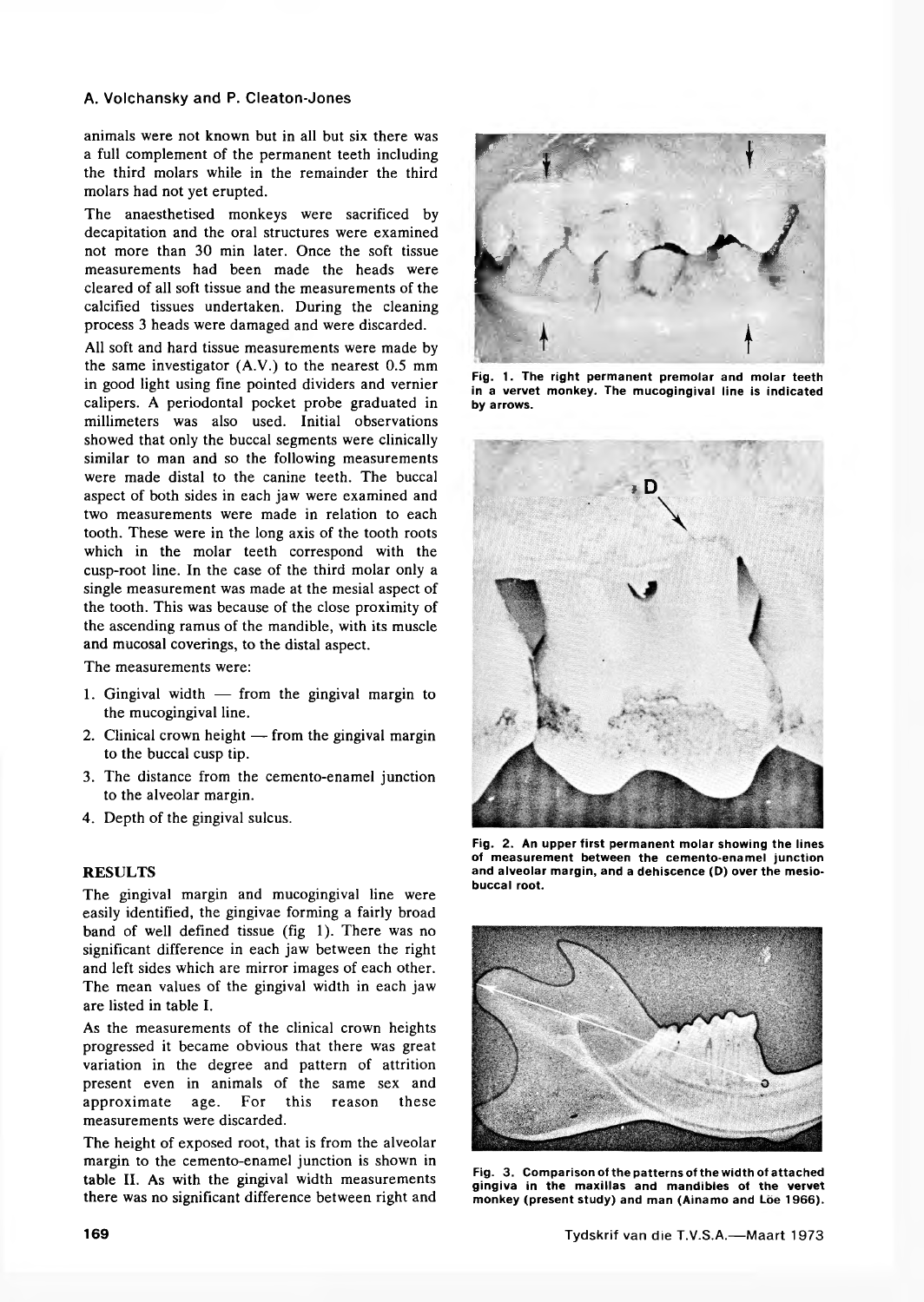animals were not known but in all but six there was a full complement of the permanent teeth including the third molars while in the remainder the third molars had not yet erupted.

The anaesthetised monkeys were sacrificed by decapitation and the oral structures were examined not more than 30 min later. Once the soft tissue measurements had been made the heads were cleared of all soft tissue and the measurements of the calcified tissues undertaken. During the cleaning process 3 heads were damaged and were discarded.

All soft and hard tissue measurements were made by the same investigator (A.V.) to the nearest 0.5 mm in good light using fine pointed dividers and vernier calipers. A periodontal pocket probe graduated in millimeters was also used. Initial observations showed that only the buccal segments were clinically similar to man and so the following measurements were made distal to the canine teeth. The buccal aspect of both sides in each jaw were examined and two measurements were made in relation to each tooth. These were in the long axis of the tooth roots which in the molar teeth correspond with the cusp-root line. In the case of the third molar only a single measurement was made at the mesial aspect of the tooth. This was because of the close proximity of the ascending ramus of the mandible, with its muscle and mucosal coverings, to the distal aspect.

The measurements were:

1. Gingival width — from the gingival margin to the mucogingival line.
2. Clinical crown height — from the gingival margin to the buccal cusp tip.
3. The distance from the cemento-enamel junction to the alveolar margin.
4. Depth of the gingival sulcus.

## RESULTS

The gingival margin and mucogingival line were easily identified, the gingivae forming a fairly broad band of well defined tissue (fig 1). There was no significant difference in each jaw between the right and left sides which are mirror images of each other. The mean values of the gingival width in each jaw are listed in table I.

As the measurements of the clinical crown heights progressed it became obvious that there was great variation in the degree and pattern of attrition present even in animals of the same sex and approximate age. For this reason these measurements were discarded.

The height of exposed root, that is from the alveolar margin to the cemento-enamel junction is shown in table II. As with the gingival width measurements there was no significant difference between right and

**Fig. 1. The right permanent premolar and molar teeth in a vervet monkey. The mucogingival line is indicated by arrows.**

**Fig. 2. An upper first permanent molar showing the lines of measurement between the cemento-enamel junction and alveolar margin, and a dehiscence (D) over the mesio-buccal root.**

**Fig. 3. Comparison of the patterns of the width of attached gingiva in the maxillas and mandibles of the vervet monkey (present study) and man (Ainamo and Löe 1966).**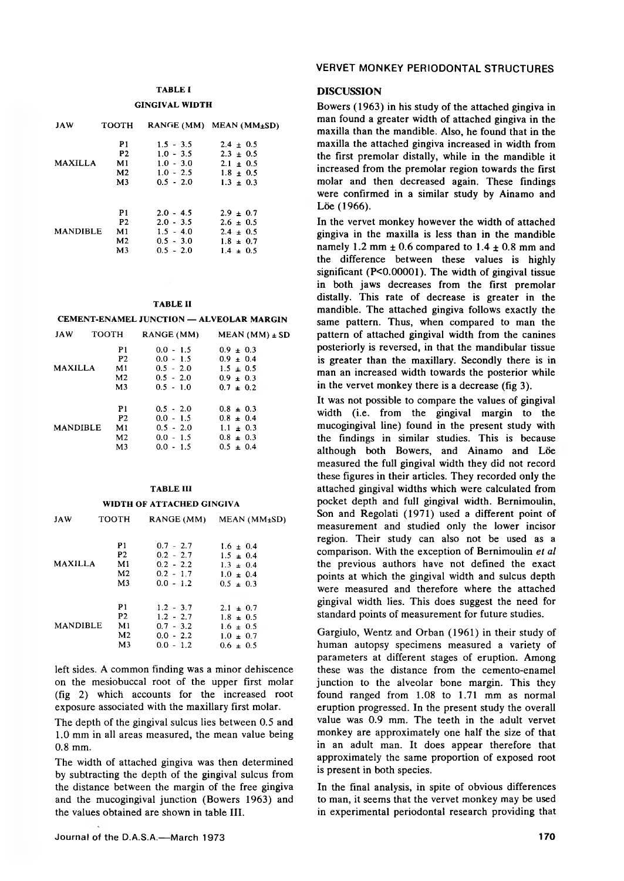**TABLE I**

**GINGIVAL WIDTH**

| JAW | TOOTH | RANGE (MM) | MEAN (MM±SD) |
|---|---|---|---|
| MAXILLA | P1 | 1.5 - 3.5 | 2.4 ± 0.5 |
| | P2 | 1.0 - 3.5 | 2.3 ± 0.5 |
| | M1 | 1.0 - 3.0 | 2.1 ± 0.5 |
| | M2 | 1.0 - 2.5 | 1.8 ± 0.5 |
| | M3 | 0.5 - 2.0 | 1.3 ± 0.3 |
| MANDIBLE | P1 | 2.0 - 4.5 | 2.9 ± 0.7 |
| | P2 | 2.0 - 3.5 | 2.6 ± 0.5 |
| | M1 | 1.5 - 4.0 | 2.4 ± 0.5 |
| | M2 | 0.5 - 3.0 | 1.8 ± 0.7 |
| | M3 | 0.5 - 2.0 | 1.4 ± 0.5 |

**TABLE II**

**CEMENT-ENAMEL JUNCTION — ALVEOLAR MARGIN**

| JAW | TOOTH | RANGE (MM) | MEAN (MM) ± SD |
|---|---|---|---|
| MAXILLA | P1 | 0.0 - 1.5 | 0.9 ± 0.3 |
| | P2 | 0.0 - 1.5 | 0.9 ± 0.4 |
| | M1 | 0.5 - 2.0 | 1.5 ± 0.5 |
| | M2 | 0.5 - 2.0 | 0.9 ± 0.3 |
| | M3 | 0.5 - 1.0 | 0.7 ± 0.2 |
| MANDIBLE | P1 | 0.5 - 2.0 | 0.8 ± 0.3 |
| | P2 | 0.0 - 1.5 | 0.8 ± 0.4 |
| | M1 | 0.5 - 2.0 | 1.1 ± 0.3 |
| | M2 | 0.0 - 1.5 | 0.8 ± 0.3 |
| | M3 | 0.0 - 1.5 | 0.5 ± 0.4 |

**TABLE III**

**WIDTH OF ATTACHED GINGIVA**

| JAW | TOOTH | RANGE (MM) | MEAN (MM±SD) |
|---|---|---|---|
| MAXILLA | P1 | 0.7 - 2.7 | 1.6 ± 0.4 |
| | P2 | 0.2 - 2.7 | 1.5 ± 0.4 |
| | M1 | 0.2 - 2.2 | 1.3 ± 0.4 |
| | M2 | 0.2 - 1.7 | 1.0 ± 0.4 |
| | M3 | 0.0 - 1.2 | 0.5 ± 0.3 |
| MANDIBLE | P1 | 1.2 - 3.7 | 2.1 ± 0.7 |
| | P2 | 1.2 - 2.7 | 1.8 ± 0.5 |
| | M1 | 0.7 - 3.2 | 1.6 ± 0.5 |
| | M2 | 0.0 - 2.2 | 1.0 ± 0.7 |
| | M3 | 0.0 - 1.2 | 0.6 ± 0.5 |

left sides. A common finding was a minor dehiscence on the mesiobuccal root of the upper first molar (fig 2) which accounts for the increased root exposure associated with the maxillary first molar.

The depth of the gingival sulcus lies between 0.5 and 1.0 mm in all areas measured, the mean value being 0.8 mm.

The width of attached gingiva was then determined by subtracting the depth of the gingival sulcus from the distance between the margin of the free gingiva and the mucogingival junction (Bowers 1963) and the values obtained are shown in table III.

## DISCUSSION

Bowers (1963) in his study of the attached gingiva in man found a greater width of attached gingiva in the maxilla than the mandible. Also, he found that in the maxilla the attached gingiva increased in width from the first premolar distally, while in the mandible it increased from the premolar region towards the first molar and then decreased again. These findings were confirmed in a similar study by Ainamo and Löe (1966).

In the vervet monkey however the width of attached gingiva in the maxilla is less than in the mandible namely 1.2 mm ± 0.6 compared to 1.4 ± 0.8 mm and the difference between these values is highly significant ($P<0.00001$). The width of gingival tissue in both jaws decreases from the first premolar distally. This rate of decrease is greater in the mandible. The attached gingiva follows exactly the same pattern. Thus, when compared to man the pattern of attached gingival width from the canines posteriorly is reversed, in that the mandibular tissue is greater than the maxillary. Secondly there is in man an increased width towards the posterior while in the vervet monkey there is a decrease (fig 3).

It was not possible to compare the values of gingival width (i.e. from the gingival margin to the mucogingival line) found in the present study with the findings in similar studies. This is because although both Bowers, and Ainamo and Löe measured the full gingival width they did not record these figures in their articles. They recorded only the attached gingival widths which were calculated from pocket depth and full gingival width. Bernimoulin, Son and Regolati (1971) used a different point of measurement and studied only the lower incisor region. Their study can also not be used as a comparison. With the exception of Bernimoulin *et al* the previous authors have not defined the exact points at which the gingival width and sulcus depth were measured and therefore where the attached gingival width lies. This does suggest the need for standard points of measurement for future studies.

Gargiulo, Wentz and Orban (1961) in their study of human autopsy specimens measured a variety of parameters at different stages of eruption. Among these was the distance from the cemento-enamel junction to the alveolar bone margin. This they found ranged from 1.08 to 1.71 mm as normal eruption progressed. In the present study the overall value was 0.9 mm. The teeth in the adult vervet monkey are approximately one half the size of that in an adult man. It does appear therefore that approximately the same proportion of exposed root is present in both species.

In the final analysis, in spite of obvious differences to man, it seems that the vervet monkey may be used in experimental periodontal research providing that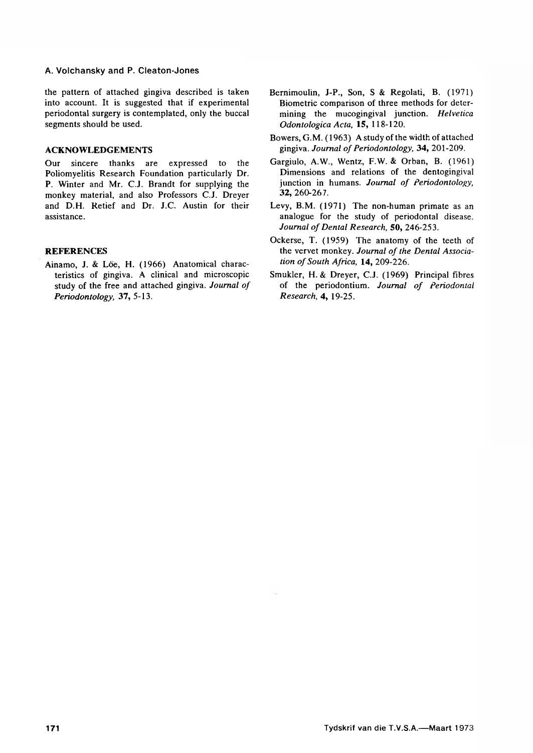the pattern of attached gingiva described is taken into account. It is suggested that if experimental periodontal surgery is contemplated, only the buccal segments should be used.

## ACKNOWLEDGEMENTS

Our sincere thanks are expressed to the Poliomyelitis Research Foundation particularly Dr. P. Winter and Mr. C.J. Brandt for supplying the monkey material, and also Professors C.J. Dreyer and D.H. Retief and Dr. J.C. Austin for their assistance.

## REFERENCES

Ainamo, J. & Löe, H. (1966) Anatomical characteristics of gingiva. A clinical and microscopic study of the free and attached gingiva. *Journal of Periodontology,* **37,** 5-13.

Bernimoulin, J-P., Son, S & Regolati, B. (1971) Biometric comparison of three methods for determining the mucogingival junction. *Helvetica Odontologica Acta,* **15,** 118-120.

Bowers, G.M. (1963) A study of the width of attached gingiva. *Journal of Periodontology,* **34,** 201-209.

Gargiulo, A.W., Wentz, F.W. & Orban, B. (1961) Dimensions and relations of the dentogingival junction in humans. *Journal of Periodontology,* **32,** 260-267.

Levy, B.M. (1971) The non-human primate as an analogue for the study of periodontal disease. *Journal of Dental Research,* **50,** 246-253.

Ockerse, T. (1959) The anatomy of the teeth of the vervet monkey. *Journal of the Dental Association of South Africa,* **14,** 209-226.

Smukler, H. & Dreyer, C.J. (1969) Principal fibres of the periodontium. *Journal of Periodontal Research,* **4,** 19-25.